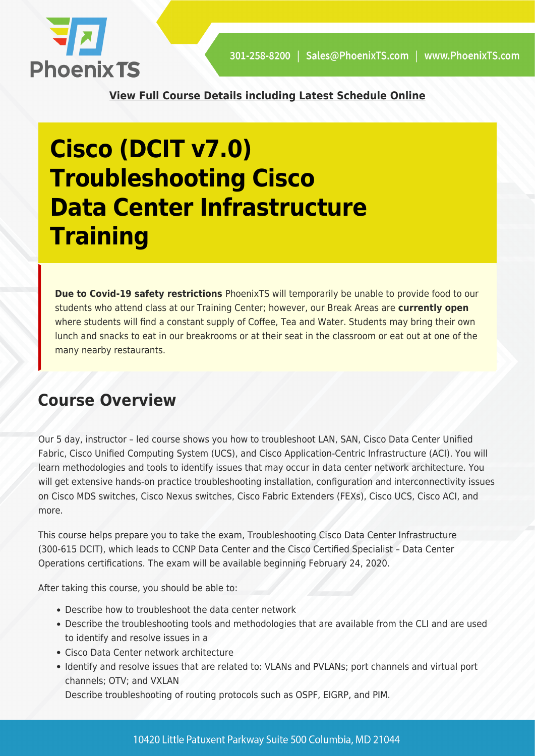**View Full Course Details including Latest Schedule Online**

# Cisco (DCIT v7.0) Troubleshooting Cisco Data Center Infrastructure Training

**Due to Covid-19 safety restrictions** PhoenixTS will temporarily be unable to provide food to our students who attend class at our Training Center; however, our Break Areas are **currently open** where students will find a constant supply of Coffee, Tea and Water. Students may bring their own lunch and snacks to eat in our breakrooms or at their seat in the classroom or eat out at one of the many nearby restaurants.

## Course Overview

Our 5 day, instructor – led course shows you how to troubleshoot LAN, SAN, Cisco Data Center Unified Fabric, Cisco Unified Computing System (UCS), and Cisco Application-Centric Infrastructure (ACI). You will learn methodologies and tools to identify issues that may occur in data center network architecture. You will get extensive hands-on practice troubleshooting installation, configuration and interconnectivity issues on Cisco MDS switches, Cisco Nexus switches, Cisco Fabric Extenders (FEXs), Cisco UCS, Cisco ACI, and more.

This course helps prepare you to take the exam, Troubleshooting Cisco Data Center Infrastructure (300-615 DCIT), which leads to CCNP Data Center and the Cisco Certified Specialist – Data Center Operations certifications. The exam will be available beginning February 24, 2020.

After taking this course, you should be able to:

- Describe how to troubleshoot the data center network
- Describe the troubleshooting tools and methodologies that are available from the CLI and are used to identify and resolve issues in a
- Cisco Data Center network architecture
- Identify and resolve issues that are related to: VLANs and PVLANs; port channels and virtual port channels; OTV; and VXLAN
  Describe troubleshooting of routing protocols such as OSPF, EIGRP, and PIM.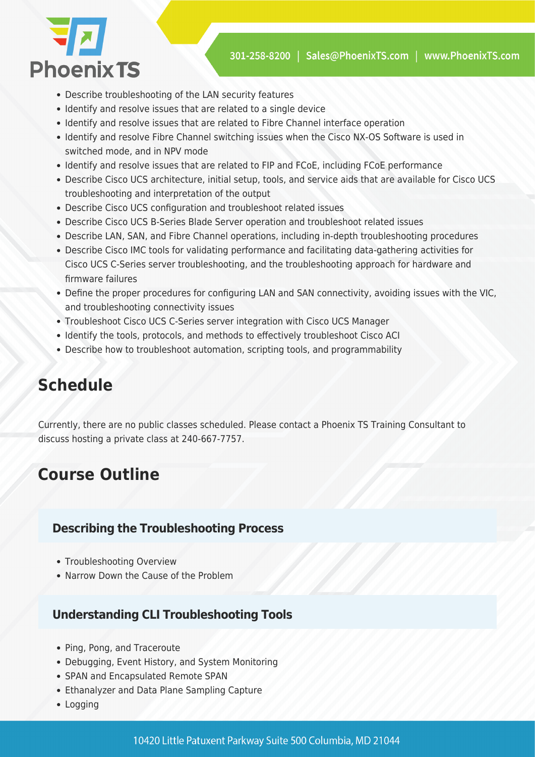- Describe troubleshooting of the LAN security features
- Identify and resolve issues that are related to a single device
- Identify and resolve issues that are related to Fibre Channel interface operation
- Identify and resolve Fibre Channel switching issues when the Cisco NX-OS Software is used in switched mode, and in NPV mode
- Identify and resolve issues that are related to FIP and FCoE, including FCoE performance
- Describe Cisco UCS architecture, initial setup, tools, and service aids that are available for Cisco UCS troubleshooting and interpretation of the output
- Describe Cisco UCS configuration and troubleshoot related issues
- Describe Cisco UCS B-Series Blade Server operation and troubleshoot related issues
- Describe LAN, SAN, and Fibre Channel operations, including in-depth troubleshooting procedures
- Describe Cisco IMC tools for validating performance and facilitating data-gathering activities for Cisco UCS C-Series server troubleshooting, and the troubleshooting approach for hardware and firmware failures
- Define the proper procedures for configuring LAN and SAN connectivity, avoiding issues with the VIC, and troubleshooting connectivity issues
- Troubleshoot Cisco UCS C-Series server integration with Cisco UCS Manager
- Identify the tools, protocols, and methods to effectively troubleshoot Cisco ACI
- Describe how to troubleshoot automation, scripting tools, and programmability

## Schedule

Currently, there are no public classes scheduled. Please contact a Phoenix TS Training Consultant to discuss hosting a private class at 240-667-7757.

## Course Outline

### Describing the Troubleshooting Process

- Troubleshooting Overview
- Narrow Down the Cause of the Problem

### Understanding CLI Troubleshooting Tools

- Ping, Pong, and Traceroute
- Debugging, Event History, and System Monitoring
- SPAN and Encapsulated Remote SPAN
- Ethanalyzer and Data Plane Sampling Capture
- Logging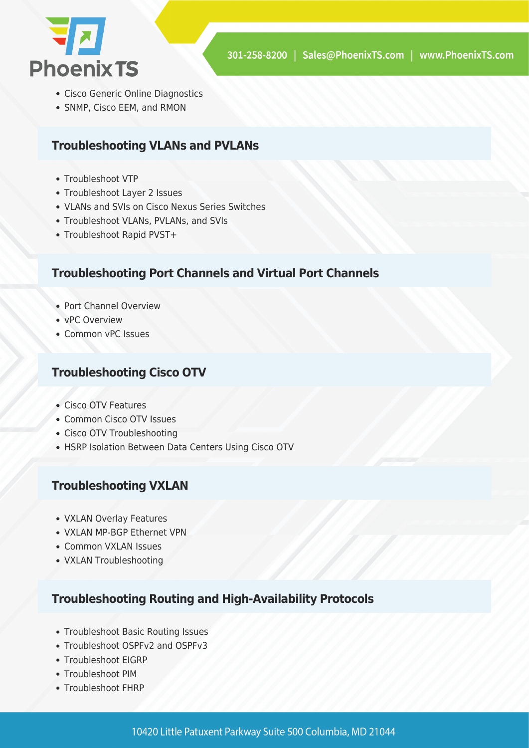- Cisco Generic Online Diagnostics
- SNMP, Cisco EEM, and RMON

### Troubleshooting VLANs and PVLANs

- Troubleshoot VTP
- Troubleshoot Layer 2 Issues
- VLANs and SVIs on Cisco Nexus Series Switches
- Troubleshoot VLANs, PVLANs, and SVIs
- Troubleshoot Rapid PVST+

### Troubleshooting Port Channels and Virtual Port Channels

- Port Channel Overview
- vPC Overview
- Common vPC Issues

### Troubleshooting Cisco OTV

- Cisco OTV Features
- Common Cisco OTV Issues
- Cisco OTV Troubleshooting
- HSRP Isolation Between Data Centers Using Cisco OTV

### Troubleshooting VXLAN

- VXLAN Overlay Features
- VXLAN MP-BGP Ethernet VPN
- Common VXLAN Issues
- VXLAN Troubleshooting

### Troubleshooting Routing and High-Availability Protocols

- Troubleshoot Basic Routing Issues
- Troubleshoot OSPFv2 and OSPFv3
- Troubleshoot EIGRP
- Troubleshoot PIM
- Troubleshoot FHRP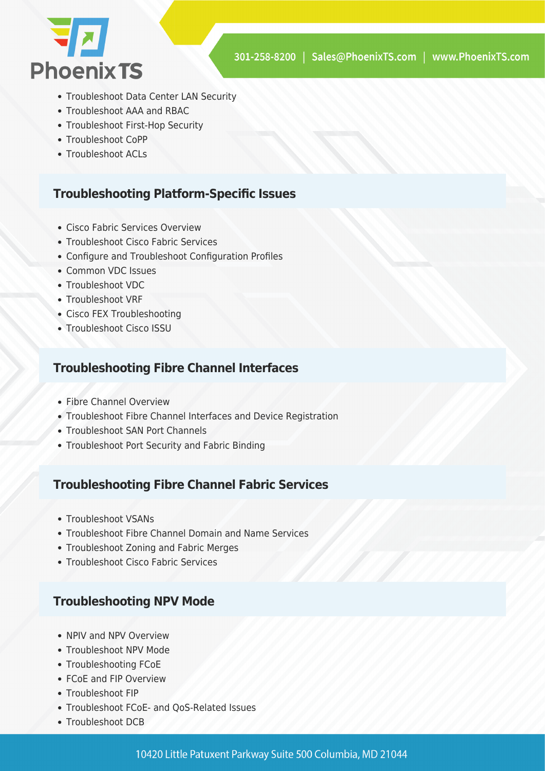- Troubleshoot Data Center LAN Security
- Troubleshoot AAA and RBAC
- Troubleshoot First-Hop Security
- Troubleshoot CoPP
- Troubleshoot ACLs

### Troubleshooting Platform-Specific Issues

- Cisco Fabric Services Overview
- Troubleshoot Cisco Fabric Services
- Configure and Troubleshoot Configuration Profiles
- Common VDC Issues
- Troubleshoot VDC
- Troubleshoot VRF
- Cisco FEX Troubleshooting
- Troubleshoot Cisco ISSU

### Troubleshooting Fibre Channel Interfaces

- Fibre Channel Overview
- Troubleshoot Fibre Channel Interfaces and Device Registration
- Troubleshoot SAN Port Channels
- Troubleshoot Port Security and Fabric Binding

### Troubleshooting Fibre Channel Fabric Services

- Troubleshoot VSANs
- Troubleshoot Fibre Channel Domain and Name Services
- Troubleshoot Zoning and Fabric Merges
- Troubleshoot Cisco Fabric Services

### Troubleshooting NPV Mode

- NPIV and NPV Overview
- Troubleshoot NPV Mode
- Troubleshooting FCoE
- FCoE and FIP Overview
- Troubleshoot FIP
- Troubleshoot FCoE- and QoS-Related Issues
- Troubleshoot DCB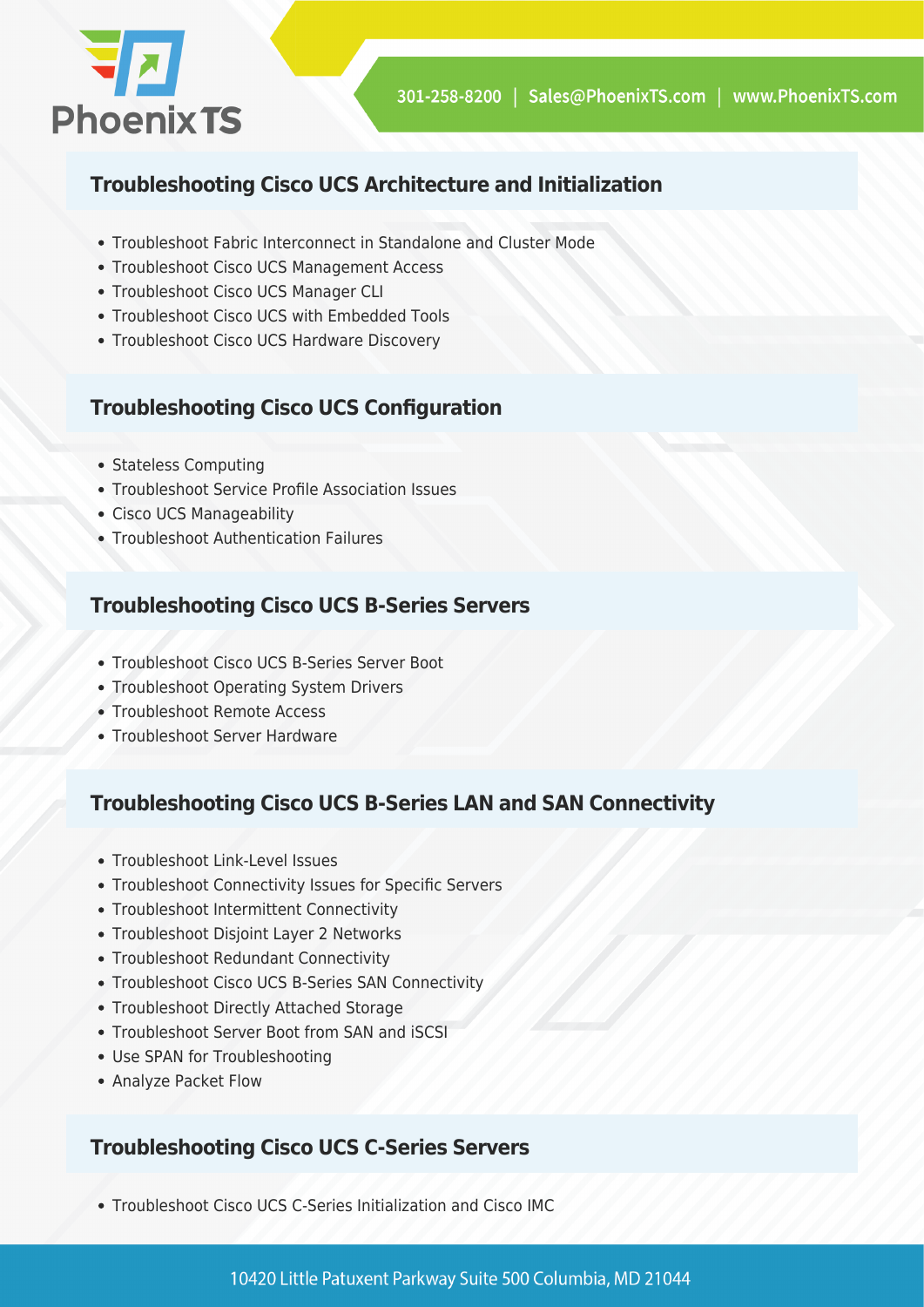## Troubleshooting Cisco UCS Architecture and Initialization

- Troubleshoot Fabric Interconnect in Standalone and Cluster Mode
- Troubleshoot Cisco UCS Management Access
- Troubleshoot Cisco UCS Manager CLI
- Troubleshoot Cisco UCS with Embedded Tools
- Troubleshoot Cisco UCS Hardware Discovery

## Troubleshooting Cisco UCS Configuration

- Stateless Computing
- Troubleshoot Service Profile Association Issues
- Cisco UCS Manageability
- Troubleshoot Authentication Failures

## Troubleshooting Cisco UCS B-Series Servers

- Troubleshoot Cisco UCS B-Series Server Boot
- Troubleshoot Operating System Drivers
- Troubleshoot Remote Access
- Troubleshoot Server Hardware

## Troubleshooting Cisco UCS B-Series LAN and SAN Connectivity

- Troubleshoot Link-Level Issues
- Troubleshoot Connectivity Issues for Specific Servers
- Troubleshoot Intermittent Connectivity
- Troubleshoot Disjoint Layer 2 Networks
- Troubleshoot Redundant Connectivity
- Troubleshoot Cisco UCS B-Series SAN Connectivity
- Troubleshoot Directly Attached Storage
- Troubleshoot Server Boot from SAN and iSCSI
- Use SPAN for Troubleshooting
- Analyze Packet Flow

## Troubleshooting Cisco UCS C-Series Servers

- Troubleshoot Cisco UCS C-Series Initialization and Cisco IMC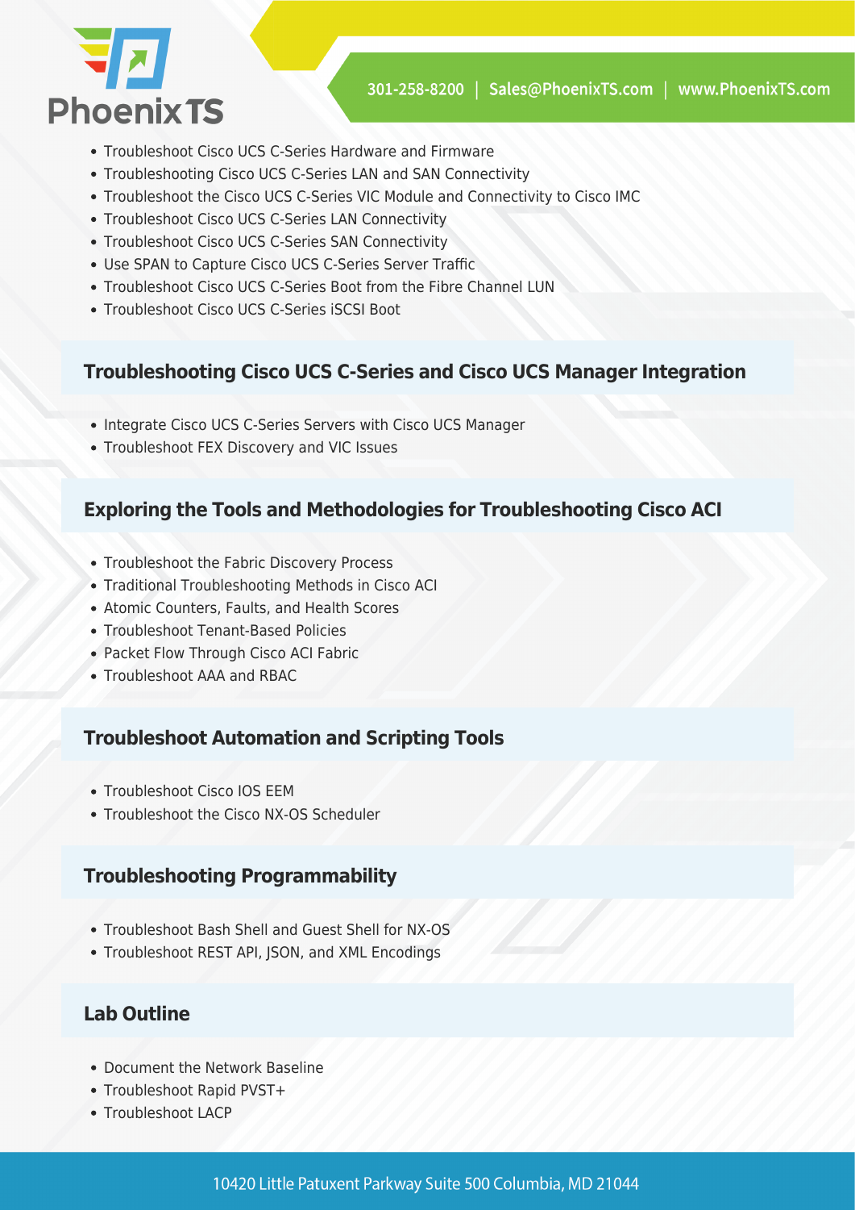- Troubleshoot Cisco UCS C-Series Hardware and Firmware
- Troubleshooting Cisco UCS C-Series LAN and SAN Connectivity
- Troubleshoot the Cisco UCS C-Series VIC Module and Connectivity to Cisco IMC
- Troubleshoot Cisco UCS C-Series LAN Connectivity
- Troubleshoot Cisco UCS C-Series SAN Connectivity
- Use SPAN to Capture Cisco UCS C-Series Server Traffic
- Troubleshoot Cisco UCS C-Series Boot from the Fibre Channel LUN
- Troubleshoot Cisco UCS C-Series iSCSI Boot

### Troubleshooting Cisco UCS C-Series and Cisco UCS Manager Integration

- Integrate Cisco UCS C-Series Servers with Cisco UCS Manager
- Troubleshoot FEX Discovery and VIC Issues

### Exploring the Tools and Methodologies for Troubleshooting Cisco ACI

- Troubleshoot the Fabric Discovery Process
- Traditional Troubleshooting Methods in Cisco ACI
- Atomic Counters, Faults, and Health Scores
- Troubleshoot Tenant-Based Policies
- Packet Flow Through Cisco ACI Fabric
- Troubleshoot AAA and RBAC

### Troubleshoot Automation and Scripting Tools

- Troubleshoot Cisco IOS EEM
- Troubleshoot the Cisco NX-OS Scheduler

### Troubleshooting Programmability

- Troubleshoot Bash Shell and Guest Shell for NX-OS
- Troubleshoot REST API, JSON, and XML Encodings

### Lab Outline

- Document the Network Baseline
- Troubleshoot Rapid PVST+
- Troubleshoot LACP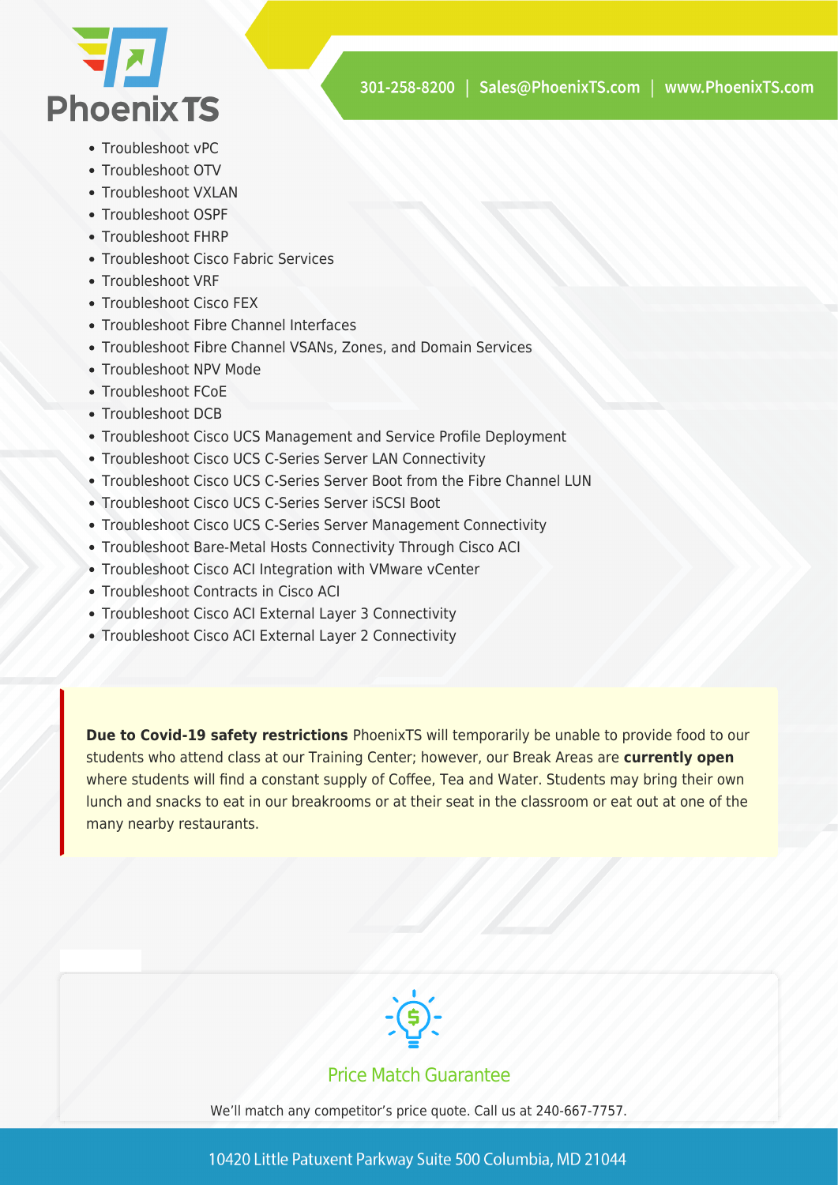- Troubleshoot vPC
- Troubleshoot OTV
- Troubleshoot VXLAN
- Troubleshoot OSPF
- Troubleshoot FHRP
- Troubleshoot Cisco Fabric Services
- Troubleshoot VRF
- Troubleshoot Cisco FEX
- Troubleshoot Fibre Channel Interfaces
- Troubleshoot Fibre Channel VSANs, Zones, and Domain Services
- Troubleshoot NPV Mode
- Troubleshoot FCoE
- Troubleshoot DCB
- Troubleshoot Cisco UCS Management and Service Profile Deployment
- Troubleshoot Cisco UCS C-Series Server LAN Connectivity
- Troubleshoot Cisco UCS C-Series Server Boot from the Fibre Channel LUN
- Troubleshoot Cisco UCS C-Series Server iSCSI Boot
- Troubleshoot Cisco UCS C-Series Server Management Connectivity
- Troubleshoot Bare-Metal Hosts Connectivity Through Cisco ACI
- Troubleshoot Cisco ACI Integration with VMware vCenter
- Troubleshoot Contracts in Cisco ACI
- Troubleshoot Cisco ACI External Layer 3 Connectivity
- Troubleshoot Cisco ACI External Layer 2 Connectivity

**Due to Covid-19 safety restrictions** PhoenixTS will temporarily be unable to provide food to our students who attend class at our Training Center; however, our Break Areas are **currently open** where students will find a constant supply of Coffee, Tea and Water. Students may bring their own lunch and snacks to eat in our breakrooms or at their seat in the classroom or eat out at one of the many nearby restaurants.

Price Match Guarantee

We'll match any competitor's price quote. Call us at 240-667-7757.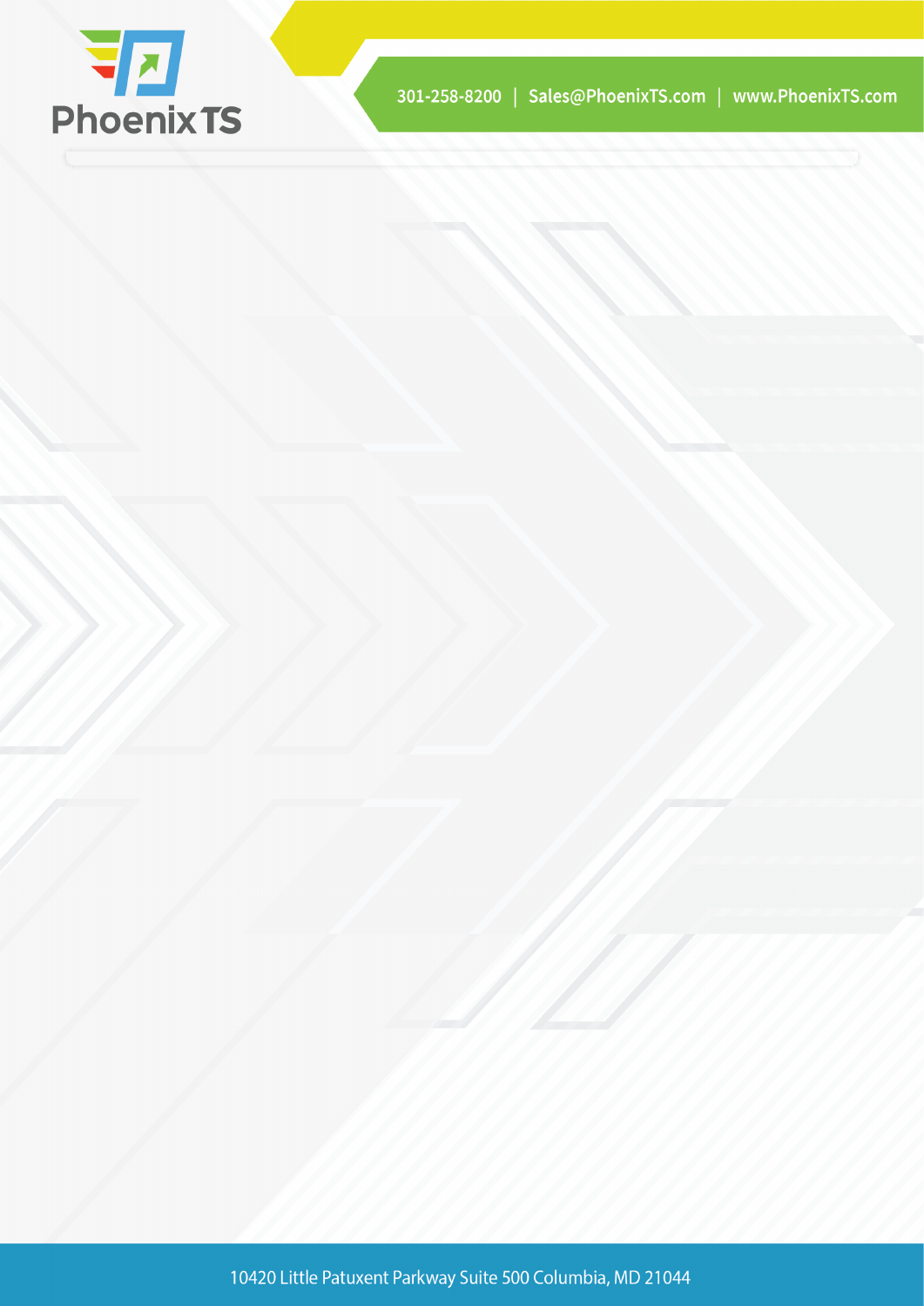PhoenixTS

301-258-8200 | Sales@PhoenixTS.com | www.PhoenixTS.com

10420 Little Patuxent Parkway Suite 500 Columbia, MD 21044